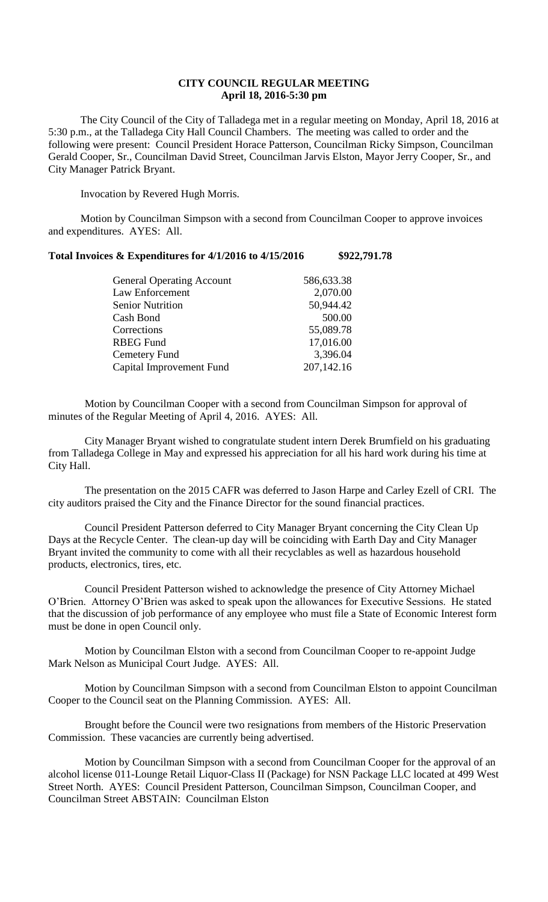# CITY COUNCIL REGULAR MEETING
## April 18, 2016-5:30 pm

The City Council of the City of Talladega met in a regular meeting on Monday, April 18, 2016 at 5:30 p.m., at the Talladega City Hall Council Chambers. The meeting was called to order and the following were present: Council President Horace Patterson, Councilman Ricky Simpson, Councilman Gerald Cooper, Sr., Councilman David Street, Councilman Jarvis Elston, Mayor Jerry Cooper, Sr., and City Manager Patrick Bryant.

Invocation by Revered Hugh Morris.

Motion by Councilman Simpson with a second from Councilman Cooper to approve invoices and expenditures. AYES: All.

**Total Invoices & Expenditures for 4/1/2016 to 4/15/2016 $922,791.78**

| | |
|---|---|
| General Operating Account | 586,633.38 |
| Law Enforcement | 2,070.00 |
| Senior Nutrition | 50,944.42 |
| Cash Bond | 500.00 |
| Corrections | 55,089.78 |
| RBEG Fund | 17,016.00 |
| Cemetery Fund | 3,396.04 |
| Capital Improvement Fund | 207,142.16 |

Motion by Councilman Cooper with a second from Councilman Simpson for approval of minutes of the Regular Meeting of April 4, 2016. AYES: All.

City Manager Bryant wished to congratulate student intern Derek Brumfield on his graduating from Talladega College in May and expressed his appreciation for all his hard work during his time at City Hall.

The presentation on the 2015 CAFR was deferred to Jason Harpe and Carley Ezell of CRI. The city auditors praised the City and the Finance Director for the sound financial practices.

Council President Patterson deferred to City Manager Bryant concerning the City Clean Up Days at the Recycle Center. The clean-up day will be coinciding with Earth Day and City Manager Bryant invited the community to come with all their recyclables as well as hazardous household products, electronics, tires, etc.

Council President Patterson wished to acknowledge the presence of City Attorney Michael O'Brien. Attorney O'Brien was asked to speak upon the allowances for Executive Sessions. He stated that the discussion of job performance of any employee who must file a State of Economic Interest form must be done in open Council only.

Motion by Councilman Elston with a second from Councilman Cooper to re-appoint Judge Mark Nelson as Municipal Court Judge. AYES: All.

Motion by Councilman Simpson with a second from Councilman Elston to appoint Councilman Cooper to the Council seat on the Planning Commission. AYES: All.

Brought before the Council were two resignations from members of the Historic Preservation Commission. These vacancies are currently being advertised.

Motion by Councilman Simpson with a second from Councilman Cooper for the approval of an alcohol license 011-Lounge Retail Liquor-Class II (Package) for NSN Package LLC located at 499 West Street North. AYES: Council President Patterson, Councilman Simpson, Councilman Cooper, and Councilman Street ABSTAIN: Councilman Elston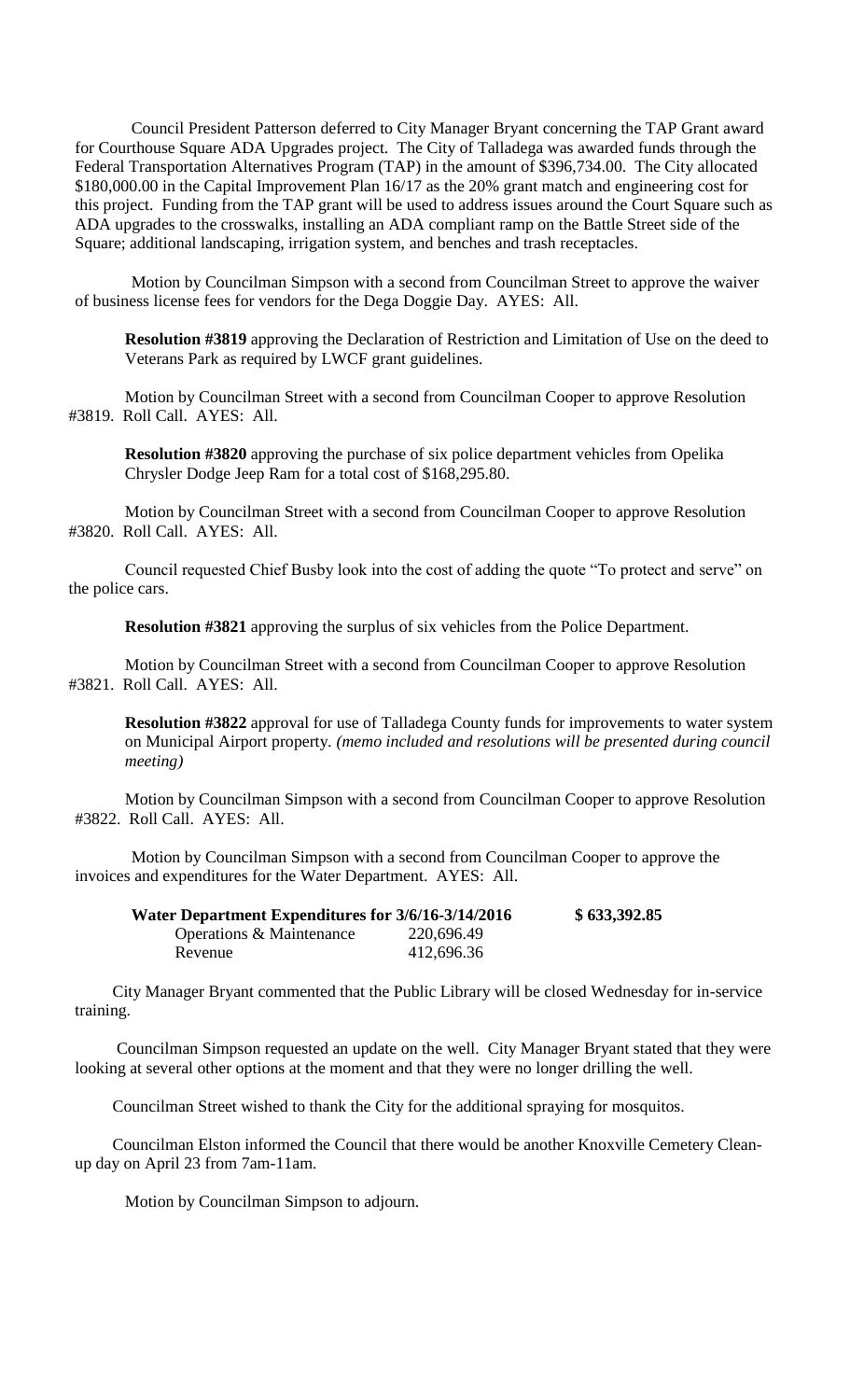Council President Patterson deferred to City Manager Bryant concerning the TAP Grant award for Courthouse Square ADA Upgrades project. The City of Talladega was awarded funds through the Federal Transportation Alternatives Program (TAP) in the amount of $396,734.00. The City allocated $180,000.00 in the Capital Improvement Plan 16/17 as the 20% grant match and engineering cost for this project. Funding from the TAP grant will be used to address issues around the Court Square such as ADA upgrades to the crosswalks, installing an ADA compliant ramp on the Battle Street side of the Square; additional landscaping, irrigation system, and benches and trash receptacles.

Motion by Councilman Simpson with a second from Councilman Street to approve the waiver of business license fees for vendors for the Dega Doggie Day. AYES: All.

**Resolution #3819** approving the Declaration of Restriction and Limitation of Use on the deed to Veterans Park as required by LWCF grant guidelines.

Motion by Councilman Street with a second from Councilman Cooper to approve Resolution #3819. Roll Call. AYES: All.

**Resolution #3820** approving the purchase of six police department vehicles from Opelika Chrysler Dodge Jeep Ram for a total cost of $168,295.80.

Motion by Councilman Street with a second from Councilman Cooper to approve Resolution #3820. Roll Call. AYES: All.

Council requested Chief Busby look into the cost of adding the quote "To protect and serve" on the police cars.

**Resolution #3821** approving the surplus of six vehicles from the Police Department.

Motion by Councilman Street with a second from Councilman Cooper to approve Resolution #3821. Roll Call. AYES: All.

**Resolution #3822** approval for use of Talladega County funds for improvements to water system on Municipal Airport property. *(memo included and resolutions will be presented during council meeting)*

Motion by Councilman Simpson with a second from Councilman Cooper to approve Resolution #3822. Roll Call. AYES: All.

Motion by Councilman Simpson with a second from Councilman Cooper to approve the invoices and expenditures for the Water Department. AYES: All.

| **Water Department Expenditures for 3/6/16-3/14/2016** | | **$ 633,392.85** |
|---|---|---|
| Operations & Maintenance | 220,696.49 | |
| Revenue | 412,696.36 | |

City Manager Bryant commented that the Public Library will be closed Wednesday for in-service training.

Councilman Simpson requested an update on the well. City Manager Bryant stated that they were looking at several other options at the moment and that they were no longer drilling the well.

Councilman Street wished to thank the City for the additional spraying for mosquitos.

Councilman Elston informed the Council that there would be another Knoxville Cemetery Clean-up day on April 23 from 7am-11am.

Motion by Councilman Simpson to adjourn.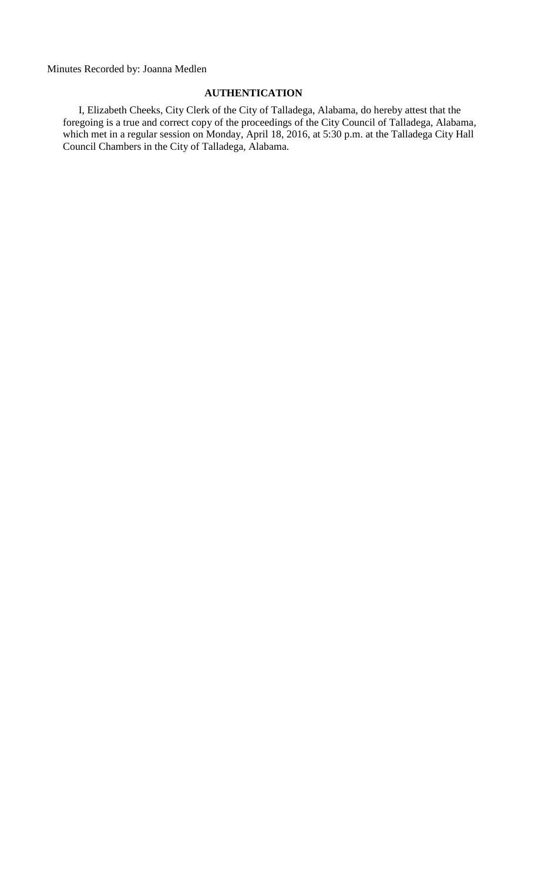Minutes Recorded by: Joanna Medlen

## AUTHENTICATION

I, Elizabeth Cheeks, City Clerk of the City of Talladega, Alabama, do hereby attest that the foregoing is a true and correct copy of the proceedings of the City Council of Talladega, Alabama, which met in a regular session on Monday, April 18, 2016, at 5:30 p.m. at the Talladega City Hall Council Chambers in the City of Talladega, Alabama.